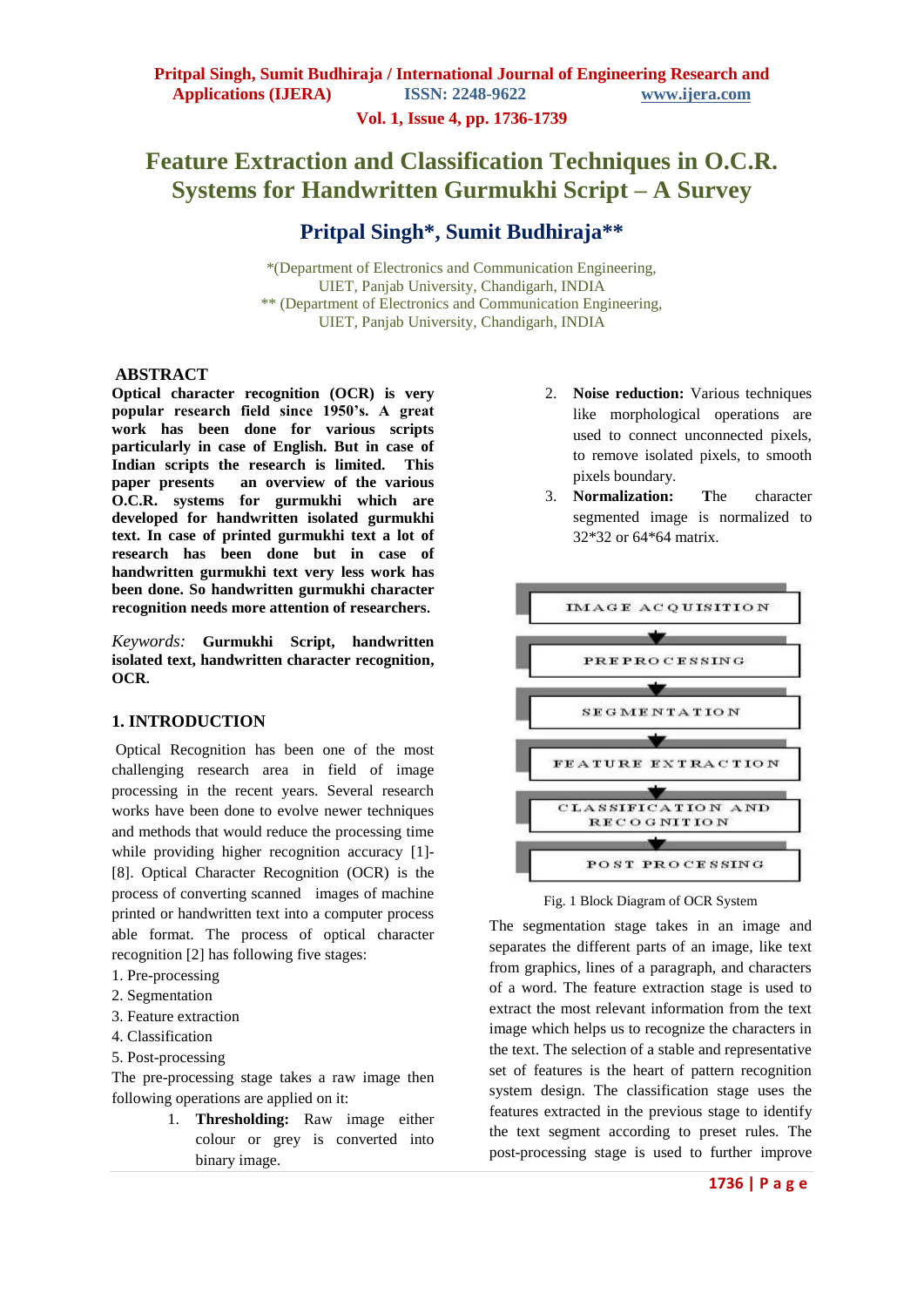# Feature Extraction and Classification Techniques in O.C.R. Systems for Handwritten Gurmukhi Script – A Survey

## Pritpal Singh*, Sumit Budhiraja**

*(Department of Electronics and Communication Engineering, UIET, Panjab University, Chandigarh, INDIA
** (Department of Electronics and Communication Engineering, UIET, Panjab University, Chandigarh, INDIA

### ABSTRACT

**Optical character recognition (OCR) is very popular research field since 1950's. A great work has been done for various scripts particularly in case of English. But in case of Indian scripts the research is limited. This paper presents an overview of the various O.C.R. systems for gurmukhi which are developed for handwritten isolated gurmukhi text. In case of printed gurmukhi text a lot of research has been done but in case of handwritten gurmukhi text very less work has been done. So handwritten gurmukhi character recognition needs more attention of researchers.**

*Keywords:* **Gurmukhi Script, handwritten isolated text, handwritten character recognition, OCR.**

### 1. INTRODUCTION

Optical Recognition has been one of the most challenging research area in field of image processing in the recent years. Several research works have been done to evolve newer techniques and methods that would reduce the processing time while providing higher recognition accuracy [1]-[8]. Optical Character Recognition (OCR) is the process of converting scanned images of machine printed or handwritten text into a computer process able format. The process of optical character recognition [2] has following five stages:

1. Pre-processing
2. Segmentation
3. Feature extraction
4. Classification
5. Post-processing

The pre-processing stage takes a raw image then following operations are applied on it:

1. **Thresholding:** Raw image either colour or grey is converted into binary image.
2. **Noise reduction:** Various techniques like morphological operations are used to connect unconnected pixels, to remove isolated pixels, to smooth pixels boundary.
3. **Normalization:** **T**he character segmented image is normalized to 32*32 or 64*64 matrix.

IMAGE ACQUISITION → PREPROCESSING → SEGMENTATION → FEATURE EXTRACTION → CLASSIFICATION AND RECOGNITION → POST PROCESSING

Fig. 1 Block Diagram of OCR System

The segmentation stage takes in an image and separates the different parts of an image, like text from graphics, lines of a paragraph, and characters of a word. The feature extraction stage is used to extract the most relevant information from the text image which helps us to recognize the characters in the text. The selection of a stable and representative set of features is the heart of pattern recognition system design. The classification stage uses the features extracted in the previous stage to identify the text segment according to preset rules. The post-processing stage is used to further improve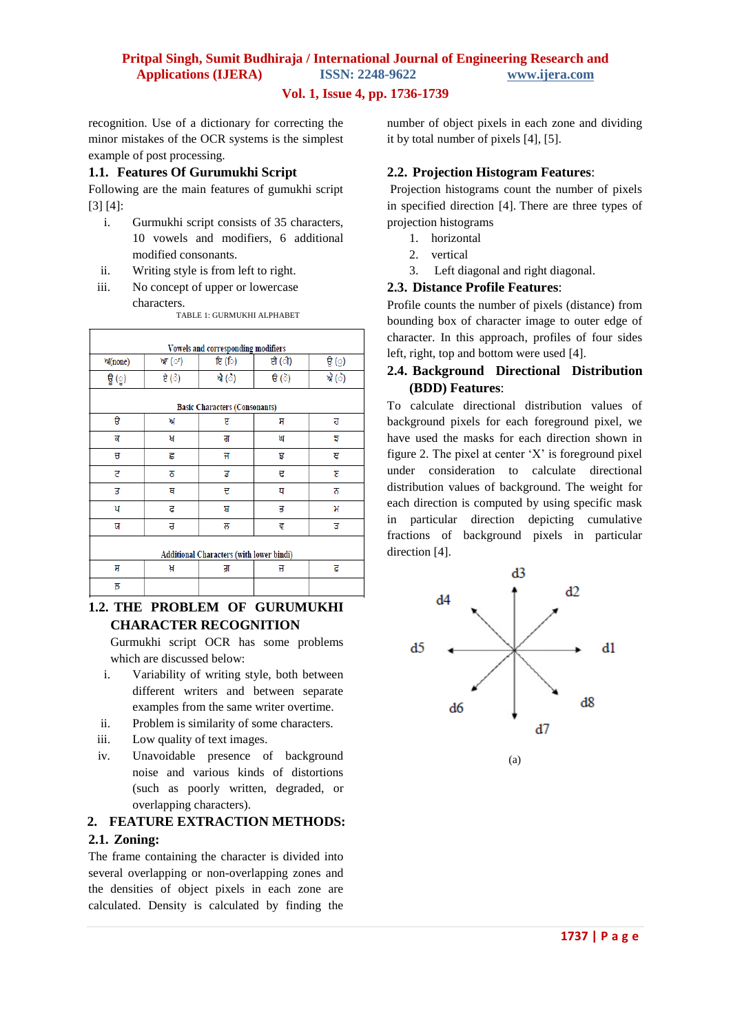recognition. Use of a dictionary for correcting the minor mistakes of the OCR systems is the simplest example of post processing.

### 1.1. Features Of Gurumukhi Script

Following are the main features of gumukhi script [3] [4]:

i. Gurmukhi script consists of 35 characters, 10 vowels and modifiers, 6 additional modified consonants.
ii. Writing style is from left to right.
iii. No concept of upper or lowercase characters.

TABLE 1: GURMUKHI ALPHABET

| Vowels and corresponding modifiers | | | | |
|---|---|---|---|---|
| ਅ(none) | ਆ (ਾ) | ਇ (ਿ) | ਈ (ੀ) | ਉ (ੁ) |
| ਊ (ੂ) | ਏ (ੇ) | ਐ (ੈ) | ਓ (ੋ) | ਔ (ੌ) |
| **Basic Characters (Consonants)** | | | | |
| ੳ | ਅ | ੲ | ਸ | ਹ |
| ਕ | ਖ | ਗ | ਘ | ਙ |
| ਚ | ਛ | ਜ | ਝ | ਞ |
| ਟ | ਠ | ਡ | ਢ | ਣ |
| ਤ | ਥ | ਦ | ਧ | ਨ |
| ਪ | ਫ | ਬ | ਭ | ਮ |
| ਯ | ਰ | ਲ | ਵ | ੜ |
| **Additional Characters (with lower bindi)** | | | | |
| ਸ਼ | ਖ਼ | ਗ਼ | ਜ਼ | ਫ਼ |
| ਲ਼ | | | | |

### 1.2. THE PROBLEM OF GURUMUKHI CHARACTER RECOGNITION

Gurmukhi script OCR has some problems which are discussed below:

i. Variability of writing style, both between different writers and between separate examples from the same writer overtime.
ii. Problem is similarity of some characters.
iii. Low quality of text images.
iv. Unavoidable presence of background noise and various kinds of distortions (such as poorly written, degraded, or overlapping characters).

## 2. FEATURE EXTRACTION METHODS:

### 2.1. Zoning:

The frame containing the character is divided into several overlapping or non-overlapping zones and the densities of object pixels in each zone are calculated. Density is calculated by finding the number of object pixels in each zone and dividing it by total number of pixels [4], [5].

### 2.2. Projection Histogram Features:

Projection histograms count the number of pixels in specified direction [4]. There are three types of projection histograms

1. horizontal
2. vertical
3. Left diagonal and right diagonal.

### 2.3. Distance Profile Features:

Profile counts the number of pixels (distance) from bounding box of character image to outer edge of character. In this approach, profiles of four sides left, right, top and bottom were used [4].

### 2.4. Background Directional Distribution (BDD) Features:

To calculate directional distribution values of background pixels for each foreground pixel, we have used the masks for each direction shown in figure 2. The pixel at center 'X' is foreground pixel under consideration to calculate directional distribution values of background. The weight for each direction is computed by using specific mask in particular direction depicting cumulative fractions of background pixels in particular direction [4].

(a)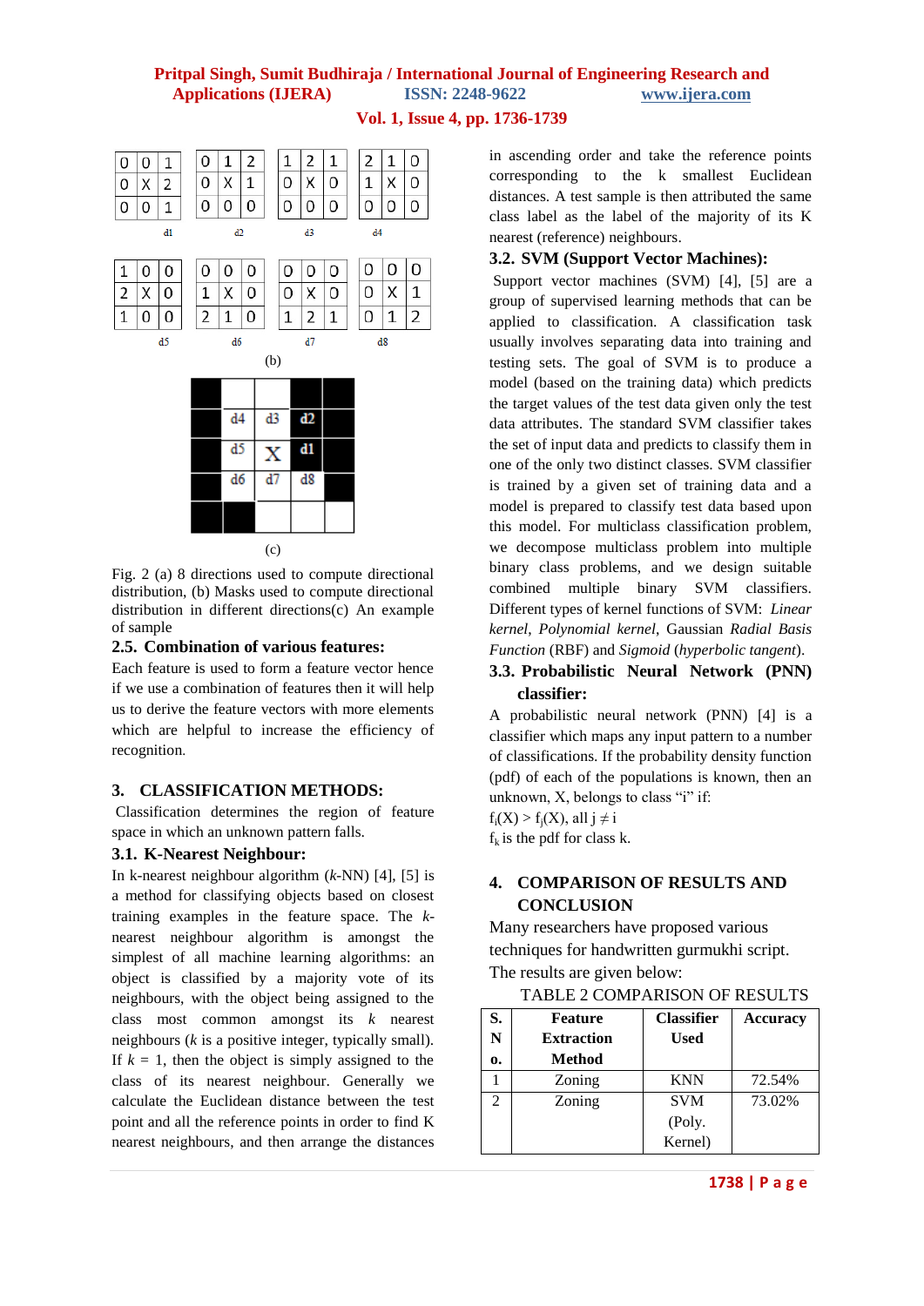| 0 | 0 | 1 |
|---|---|---|
| 0 | X | 2 |
| 0 | 0 | 1 |

d1

| 0 | 1 | 2 |
|---|---|---|
| 0 | X | 1 |
| 0 | 0 | 0 |

d2

| 1 | 2 | 1 |
|---|---|---|
| 0 | X | 0 |
| 0 | 0 | 0 |

d3

| 2 | 1 | 0 |
|---|---|---|
| 1 | X | 0 |
| 0 | 0 | 0 |

d4

| 1 | 0 | 0 |
|---|---|---|
| 2 | X | 0 |
| 1 | 0 | 0 |

d5

| 0 | 0 | 0 |
|---|---|---|
| 1 | X | 0 |
| 2 | 1 | 0 |

d6

| 0 | 0 | 0 |
|---|---|---|
| 0 | X | 0 |
| 1 | 2 | 1 |

d7

| 0 | 0 | 0 |
|---|---|---|
| 0 | X | 1 |
| 0 | 1 | 2 |

d8

(b)

| | | | | |
|---|---|---|---|---|
| | | | | |
| | d4 | d3 | d2 | |
| | d5 | X | d1 | |
| | d6 | d7 | d8 | |
| | | | | |

(c)

Fig. 2 (a) 8 directions used to compute directional distribution, (b) Masks used to compute directional distribution in different directions(c) An example of sample

### 2.5. Combination of various features:

Each feature is used to form a feature vector hence if we use a combination of features then it will help us to derive the feature vectors with more elements which are helpful to increase the efficiency of recognition.

## 3. CLASSIFICATION METHODS:

Classification determines the region of feature space in which an unknown pattern falls.

### 3.1. K-Nearest Neighbour:

In k-nearest neighbour algorithm (*k*-NN) [4], [5] is a method for classifying objects based on closest training examples in the feature space. The *k*-nearest neighbour algorithm is amongst the simplest of all machine learning algorithms: an object is classified by a majority vote of its neighbours, with the object being assigned to the class most common amongst its *k* nearest neighbours (*k* is a positive integer, typically small). If $k = 1$, then the object is simply assigned to the class of its nearest neighbour. Generally we calculate the Euclidean distance between the test point and all the reference points in order to find K nearest neighbours, and then arrange the distances in ascending order and take the reference points corresponding to the k smallest Euclidean distances. A test sample is then attributed the same class label as the label of the majority of its K nearest (reference) neighbours.

### 3.2. SVM (Support Vector Machines):

Support vector machines (SVM) [4], [5] are a group of supervised learning methods that can be applied to classification. A classification task usually involves separating data into training and testing sets. The goal of SVM is to produce a model (based on the training data) which predicts the target values of the test data given only the test data attributes. The standard SVM classifier takes the set of input data and predicts to classify them in one of the only two distinct classes. SVM classifier is trained by a given set of training data and a model is prepared to classify test data based upon this model. For multiclass classification problem, we decompose multiclass problem into multiple binary class problems, and we design suitable combined multiple binary SVM classifiers. Different types of kernel functions of SVM: *Linear kernel*, *Polynomial kernel*, Gaussian *Radial Basis Function* (RBF) and *Sigmoid* (*hyperbolic tangent*).

### 3.3. Probabilistic Neural Network (PNN) classifier:

A probabilistic neural network (PNN) [4] is a classifier which maps any input pattern to a number of classifications. If the probability density function (pdf) of each of the populations is known, then an unknown, X, belongs to class "i" if:

$f_i(X) > f_j(X)$, all $j \neq i$

$f_k$ is the pdf for class k.

## 4. COMPARISON OF RESULTS AND CONCLUSION

Many researchers have proposed various techniques for handwritten gurmukhi script. The results are given below:

TABLE 2 COMPARISON OF RESULTS

| S. No. | Feature Extraction Method | Classifier Used | Accuracy |
|---|---|---|---|
| 1 | Zoning | KNN | 72.54% |
| 2 | Zoning | SVM (Poly. Kernel) | 73.02% |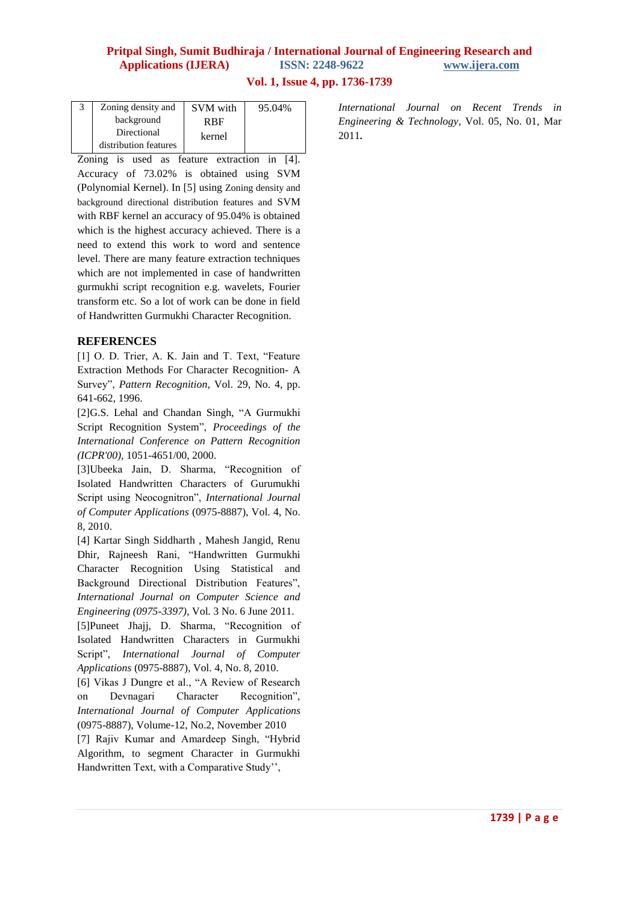| | | | |
|---|---|---|---|
| 3 | Zoning density and background Directional distribution features | SVM with RBF kernel | 95.04% |

Zoning is used as feature extraction in [4]. Accuracy of 73.02% is obtained using SVM (Polynomial Kernel). In [5] using Zoning density and background directional distribution features and SVM with RBF kernel an accuracy of 95.04% is obtained which is the highest accuracy achieved. There is a need to extend this work to word and sentence level. There are many feature extraction techniques which are not implemented in case of handwritten gurmukhi script recognition e.g. wavelets, Fourier transform etc. So a lot of work can be done in field of Handwritten Gurmukhi Character Recognition.

## REFERENCES

[1] O. D. Trier, A. K. Jain and T. Text, "Feature Extraction Methods For Character Recognition- A Survey", *Pattern Recognition*, Vol. 29, No. 4, pp. 641-662, 1996.

[2]G.S. Lehal and Chandan Singh, "A Gurmukhi Script Recognition System", *Proceedings of the International Conference on Pattern Recognition (ICPR'00),* 1051-4651/00, 2000.

[3]Ubeeka Jain, D. Sharma, "Recognition of Isolated Handwritten Characters of Gurumukhi Script using Neocognitron", *International Journal of Computer Applications* (0975-8887), Vol. 4, No. 8, 2010.

[4] Kartar Singh Siddharth , Mahesh Jangid, Renu Dhir, Rajneesh Rani, "Handwritten Gurmukhi Character Recognition Using Statistical and Background Directional Distribution Features", *International Journal on Computer Science and Engineering (0975-3397)*, Vol. 3 No. 6 June 2011.

[5]Puneet Jhajj, D. Sharma, "Recognition of Isolated Handwritten Characters in Gurmukhi Script", *International Journal of Computer Applications* (0975-8887), Vol. 4, No. 8, 2010.

[6] Vikas J Dungre et al., "A Review of Research on Devnagari Character Recognition", *International Journal of Computer Applications* (0975-8887), Volume-12, No.2, November 2010

[7] Rajiv Kumar and Amardeep Singh, "Hybrid Algorithm, to segment Character in Gurmukhi Handwritten Text, with a Comparative Study'', *International Journal on Recent Trends in Engineering & Technology*, Vol. 05, No. 01, Mar 2011.